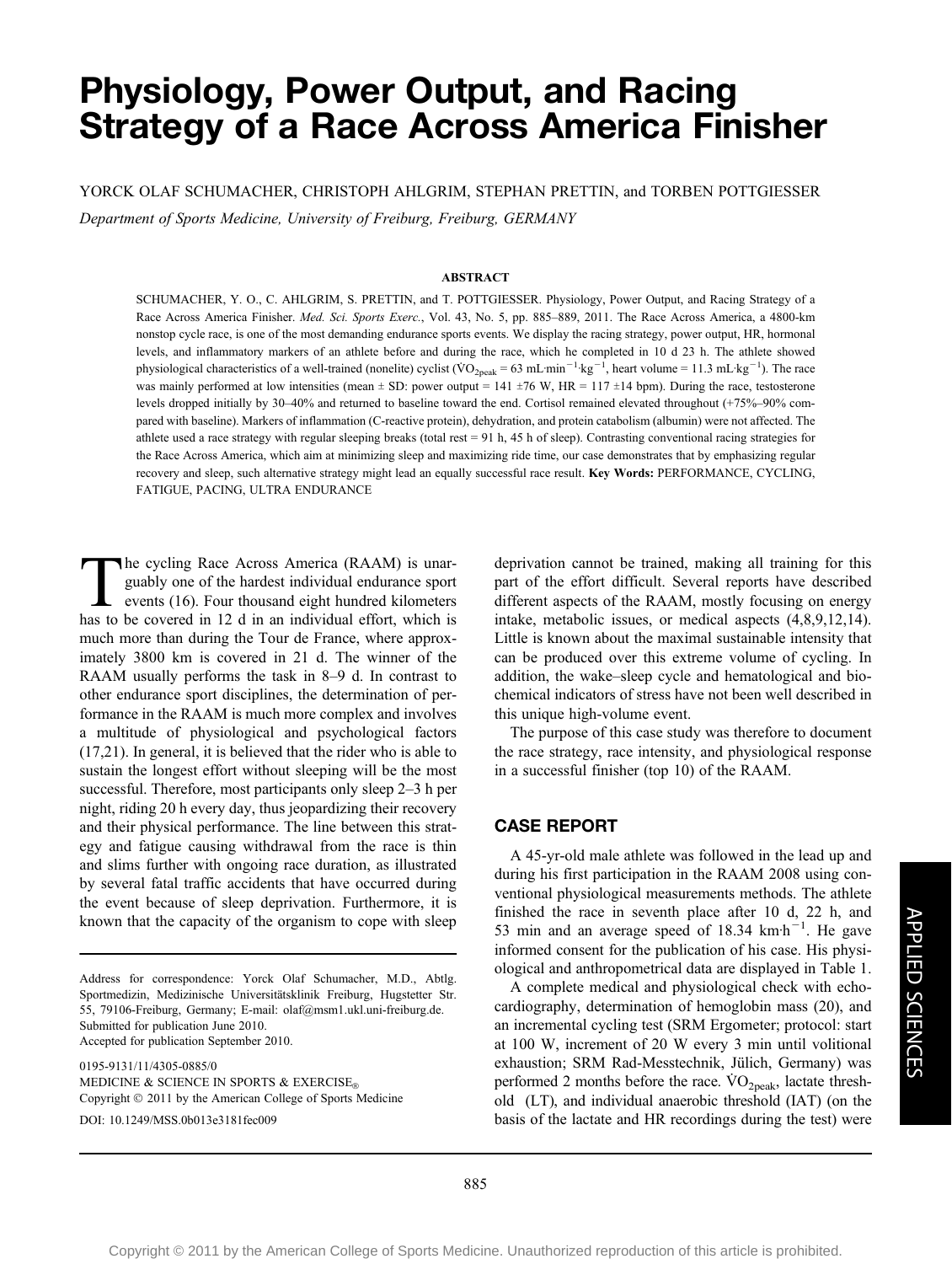# Physiology, Power Output, and Racing Strategy of a Race Across America Finisher

YORCK OLAF SCHUMACHER, CHRISTOPH AHLGRIM, STEPHAN PRETTIN, and TORBEN POTTGIESSER

*Department of Sports Medicine, University of Freiburg, Freiburg, GERMANY*

## ABSTRACT

SCHUMACHER, Y. O., C. AHLGRIM, S. PRETTIN, and T. POTTGIESSER. Physiology, Power Output, and Racing Strategy of a Race Across America Finisher. *Med. Sci. Sports Exerc.*, Vol. 43, No. 5, pp. 885–889, 2011. The Race Across America, a 4800-km nonstop cycle race, is one of the most demanding endurance sports events. We display the racing strategy, power output, HR, hormonal levels, and inflammatory markers of an athlete before and during the race, which he completed in 10 d 23 h. The athlete showed physiological characteristics of a well-trained (nonelite) cyclist ($\dot{V}O_{2peak}$ = 63 mL·min$^{-1}$·kg$^{-1}$, heart volume = 11.3 mL·kg$^{-1}$). The race was mainly performed at low intensities (mean ± SD: power output = 141 ±76 W, HR = 117 ±14 bpm). During the race, testosterone levels dropped initially by 30–40% and returned to baseline toward the end. Cortisol remained elevated throughout (+75%–90% compared with baseline). Markers of inflammation (C-reactive protein), dehydration, and protein catabolism (albumin) were not affected. The athlete used a race strategy with regular sleeping breaks (total rest = 91 h, 45 h of sleep). Contrasting conventional racing strategies for the Race Across America, which aim at minimizing sleep and maximizing ride time, our case demonstrates that by emphasizing regular recovery and sleep, such alternative strategy might lead an equally successful race result. **Key Words:** PERFORMANCE, CYCLING, FATIGUE, PACING, ULTRA ENDURANCE

The cycling Race Across America (RAAM) is unarguably one of the hardest individual endurance sport events (16). Four thousand eight hundred kilometers has to be covered in 12 d in an individual effort, which is much more than during the Tour de France, where approximately 3800 km is covered in 21 d. The winner of the RAAM usually performs the task in 8–9 d. In contrast to other endurance sport disciplines, the determination of performance in the RAAM is much more complex and involves a multitude of physiological and psychological factors (17,21). In general, it is believed that the rider who is able to sustain the longest effort without sleeping will be the most successful. Therefore, most participants only sleep 2–3 h per night, riding 20 h every day, thus jeopardizing their recovery and their physical performance. The line between this strategy and fatigue causing withdrawal from the race is thin and slims further with ongoing race duration, as illustrated by several fatal traffic accidents that have occurred during the event because of sleep deprivation. Furthermore, it is known that the capacity of the organism to cope with sleep deprivation cannot be trained, making all training for this part of the effort difficult. Several reports have described different aspects of the RAAM, mostly focusing on energy intake, metabolic issues, or medical aspects (4,8,9,12,14). Little is known about the maximal sustainable intensity that can be produced over this extreme volume of cycling. In addition, the wake–sleep cycle and hematological and biochemical indicators of stress have not been well described in this unique high-volume event.

The purpose of this case study was therefore to document the race strategy, race intensity, and physiological response in a successful finisher (top 10) of the RAAM.

Address for correspondence: Yorck Olaf Schumacher, M.D., Abtlg. Sportmedizin, Medizinische Universitätsklinik Freiburg, Hugstetter Str. 55, 79106-Freiburg, Germany; E-mail: olaf@msm1.ukl.uni-freiburg.de.
Submitted for publication June 2010.
Accepted for publication September 2010.

0195-9131/11/4305-0885/0
MEDICINE & SCIENCE IN SPORTS & EXERCISE®
Copyright © 2011 by the American College of Sports Medicine
DOI: 10.1249/MSS.0b013e3181fec009

## CASE REPORT

A 45-yr-old male athlete was followed in the lead up and during his first participation in the RAAM 2008 using conventional physiological measurements methods. The athlete finished the race in seventh place after 10 d, 22 h, and 53 min and an average speed of 18.34 km·h$^{-1}$. He gave informed consent for the publication of his case. His physiological and anthropometrical data are displayed in Table 1.

A complete medical and physiological check with echocardiography, determination of hemoglobin mass (20), and an incremental cycling test (SRM Ergometer; protocol: start at 100 W, increment of 20 W every 3 min until volitional exhaustion; SRM Rad-Messtechnik, Jülich, Germany) was performed 2 months before the race. $\dot{V}O_{2peak}$, lactate threshold (LT), and individual anaerobic threshold (IAT) (on the basis of the lactate and HR recordings during the test) were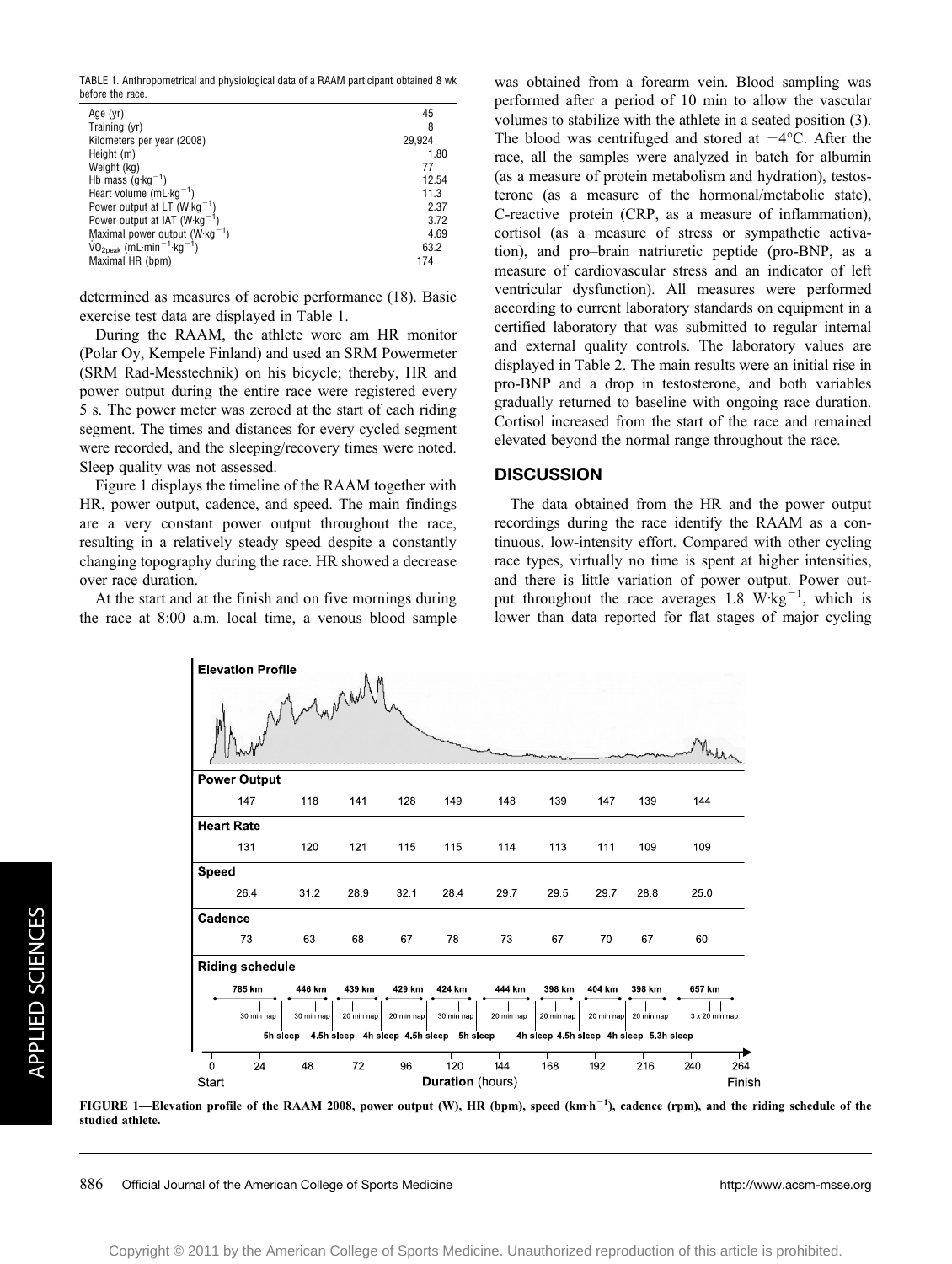TABLE 1. Anthropometrical and physiological data of a RAAM participant obtained 8 wk before the race.

| | |
|---|---|
| Age (yr) | 45 |
| Training (yr) | 8 |
| Kilometers per year (2008) | 29,924 |
| Height (m) | 1.80 |
| Weight (kg) | 77 |
| Hb mass ($g \cdot kg^{-1}$) | 12.54 |
| Heart volume ($mL \cdot kg^{-1}$) | 11.3 |
| Power output at LT ($W \cdot kg^{-1}$) | 2.37 |
| Power output at IAT ($W \cdot kg^{-1}$) | 3.72 |
| Maximal power output ($W \cdot kg^{-1}$) | 4.69 |
| $\dot{V}O_{2peak}$ ($mL \cdot min^{-1} \cdot kg^{-1}$) | 63.2 |
| Maximal HR (bpm) | 174 |

determined as measures of aerobic performance (18). Basic exercise test data are displayed in Table 1.

During the RAAM, the athlete wore am HR monitor (Polar Oy, Kempele Finland) and used an SRM Powermeter (SRM Rad-Messtechnik) on his bicycle; thereby, HR and power output during the entire race were registered every 5 s. The power meter was zeroed at the start of each riding segment. The times and distances for every cycled segment were recorded, and the sleeping/recovery times were noted. Sleep quality was not assessed.

Figure 1 displays the timeline of the RAAM together with HR, power output, cadence, and speed. The main findings are a very constant power output throughout the race, resulting in a relatively steady speed despite a constantly changing topography during the race. HR showed a decrease over race duration.

At the start and at the finish and on five mornings during the race at 8:00 a.m. local time, a venous blood sample was obtained from a forearm vein. Blood sampling was performed after a period of 10 min to allow the vascular volumes to stabilize with the athlete in a seated position (3). The blood was centrifuged and stored at −4°C. After the race, all the samples were analyzed in batch for albumin (as a measure of protein metabolism and hydration), testosterone (as a measure of the hormonal/metabolic state), C-reactive protein (CRP, as a measure of inflammation), cortisol (as a measure of stress or sympathetic activation), and pro–brain natriuretic peptide (pro-BNP, as a measure of cardiovascular stress and an indicator of left ventricular dysfunction). All measures were performed according to current laboratory standards on equipment in a certified laboratory that was submitted to regular internal and external quality controls. The laboratory values are displayed in Table 2. The main results were an initial rise in pro-BNP and a drop in testosterone, and both variables gradually returned to baseline with ongoing race duration. Cortisol increased from the start of the race and remained elevated beyond the normal range throughout the race.

## DISCUSSION

The data obtained from the HR and the power output recordings during the race identify the RAAM as a continuous, low-intensity effort. Compared with other cycling race types, virtually no time is spent at higher intensities, and there is little variation of power output. Power output throughout the race averages 1.8 $W \cdot kg^{-1}$, which is lower than data reported for flat stages of major cycling

**Elevation Profile**

| | | | | | | | | | | |
|---|---|---|---|---|---|---|---|---|---|---|
| **Power Output** | 147 | 118 | 141 | 128 | 149 | 148 | 139 | 147 | 139 | 144 |
| **Heart Rate** | 131 | 120 | 121 | 115 | 115 | 114 | 113 | 111 | 109 | 109 |
| **Speed** | 26.4 | 31.2 | 28.9 | 32.1 | 28.4 | 29.7 | 29.5 | 29.7 | 28.8 | 25.0 |
| **Cadence** | 73 | 63 | 68 | 67 | 78 | 73 | 67 | 70 | 67 | 60 |
| **Riding schedule** | 785 km | 446 km | 439 km | 429 km | 424 km | 444 km | 398 km | 404 km | 398 km | 657 km |
| | 30 min nap | 30 min nap | 20 min nap | 20 min nap | 30 min nap | 20 min nap | 20 min nap | 20 min nap | 20 min nap | 3 x 20 min nap |

Sleep: 5h sleep, 4.5h sleep, 4h sleep, 4.5h sleep, 5h sleep, 4h sleep, 4.5h sleep, 4h sleep, 5.3h sleep

Duration (hours): 0 (Start), 24, 48, 72, 96, 120, 144, 168, 192, 216, 240, 264 (Finish)

FIGURE 1—Elevation profile of the RAAM 2008, power output (W), HR (bpm), speed ($km \cdot h^{-1}$), cadence (rpm), and the riding schedule of the studied athlete.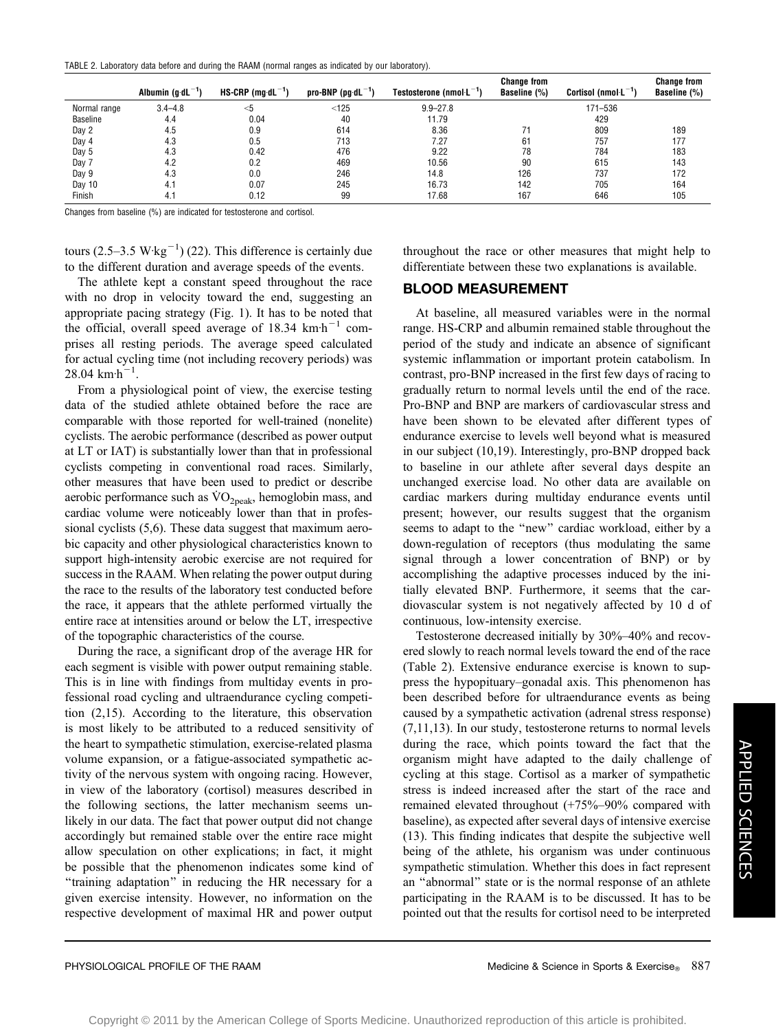TABLE 2. Laboratory data before and during the RAAM (normal ranges as indicated by our laboratory).

| | Albumin ($g \cdot dL^{-1}$) | HS-CRP ($mg \cdot dL^{-1}$) | pro-BNP ($pg \cdot dL^{-1}$) | Testosterone ($nmol \cdot L^{-1}$) | Change from Baseline (%) | Cortisol ($nmol \cdot L^{-1}$) | Change from Baseline (%) |
|---|---|---|---|---|---|---|---|
| Normal range | 3.4–4.8 | <5 | <125 | 9.9–27.8 | | 171–536 | |
| Baseline | 4.4 | 0.04 | 40 | 11.79 | | 429 | |
| Day 2 | 4.5 | 0.9 | 614 | 8.36 | 71 | 809 | 189 |
| Day 4 | 4.3 | 0.5 | 713 | 7.27 | 61 | 757 | 177 |
| Day 5 | 4.3 | 0.42 | 476 | 9.22 | 78 | 784 | 183 |
| Day 7 | 4.2 | 0.2 | 469 | 10.56 | 90 | 615 | 143 |
| Day 9 | 4.3 | 0.0 | 246 | 14.8 | 126 | 737 | 172 |
| Day 10 | 4.1 | 0.07 | 245 | 16.73 | 142 | 705 | 164 |
| Finish | 4.1 | 0.12 | 99 | 17.68 | 167 | 646 | 105 |

Changes from baseline (%) are indicated for testosterone and cortisol.

tours (2.5–3.5 $W \cdot kg^{-1}$) (22). This difference is certainly due to the different duration and average speeds of the events.

The athlete kept a constant speed throughout the race with no drop in velocity toward the end, suggesting an appropriate pacing strategy (Fig. 1). It has to be noted that the official, overall speed average of 18.34 $km \cdot h^{-1}$ comprises all resting periods. The average speed calculated for actual cycling time (not including recovery periods) was 28.04 $km \cdot h^{-1}$.

From a physiological point of view, the exercise testing data of the studied athlete obtained before the race are comparable with those reported for well-trained (nonelite) cyclists. The aerobic performance (described as power output at LT or IAT) is substantially lower than that in professional cyclists competing in conventional road races. Similarly, other measures that have been used to predict or describe aerobic performance such as $\dot{V}O_{2peak}$, hemoglobin mass, and cardiac volume were noticeably lower than that in professional cyclists (5,6). These data suggest that maximum aerobic capacity and other physiological characteristics known to support high-intensity aerobic exercise are not required for success in the RAAM. When relating the power output during the race to the results of the laboratory test conducted before the race, it appears that the athlete performed virtually the entire race at intensities around or below the LT, irrespective of the topographic characteristics of the course.

During the race, a significant drop of the average HR for each segment is visible with power output remaining stable. This is in line with findings from multiday events in professional road cycling and ultraendurance cycling competition (2,15). According to the literature, this observation is most likely to be attributed to a reduced sensitivity of the heart to sympathetic stimulation, exercise-related plasma volume expansion, or a fatigue-associated sympathetic activity of the nervous system with ongoing racing. However, in view of the laboratory (cortisol) measures described in the following sections, the latter mechanism seems unlikely in our data. The fact that power output did not change accordingly but remained stable over the entire race might allow speculation on other explications; in fact, it might be possible that the phenomenon indicates some kind of "training adaptation" in reducing the HR necessary for a given exercise intensity. However, no information on the respective development of maximal HR and power output throughout the race or other measures that might help to differentiate between these two explanations is available.

## BLOOD MEASUREMENT

At baseline, all measured variables were in the normal range. HS-CRP and albumin remained stable throughout the period of the study and indicate an absence of significant systemic inflammation or important protein catabolism. In contrast, pro-BNP increased in the first few days of racing to gradually return to normal levels until the end of the race. Pro-BNP and BNP are markers of cardiovascular stress and have been shown to be elevated after different types of endurance exercise to levels well beyond what is measured in our subject (10,19). Interestingly, pro-BNP dropped back to baseline in our athlete after several days despite an unchanged exercise load. No other data are available on cardiac markers during multiday endurance events until present; however, our results suggest that the organism seems to adapt to the "new" cardiac workload, either by a down-regulation of receptors (thus modulating the same signal through a lower concentration of BNP) or by accomplishing the adaptive processes induced by the initially elevated BNP. Furthermore, it seems that the cardiovascular system is not negatively affected by 10 d of continuous, low-intensity exercise.

Testosterone decreased initially by 30%–40% and recovered slowly to reach normal levels toward the end of the race (Table 2). Extensive endurance exercise is known to suppress the hypopituary–gonadal axis. This phenomenon has been described before for ultraendurance events as being caused by a sympathetic activation (adrenal stress response) (7,11,13). In our study, testosterone returns to normal levels during the race, which points toward the fact that the organism might have adapted to the daily challenge of cycling at this stage. Cortisol as a marker of sympathetic stress is indeed increased after the start of the race and remained elevated throughout (+75%–90% compared with baseline), as expected after several days of intensive exercise (13). This finding indicates that despite the subjective well being of the athlete, his organism was under continuous sympathetic stimulation. Whether this does in fact represent an "abnormal" state or is the normal response of an athlete participating in the RAAM is to be discussed. It has to be pointed out that the results for cortisol need to be interpreted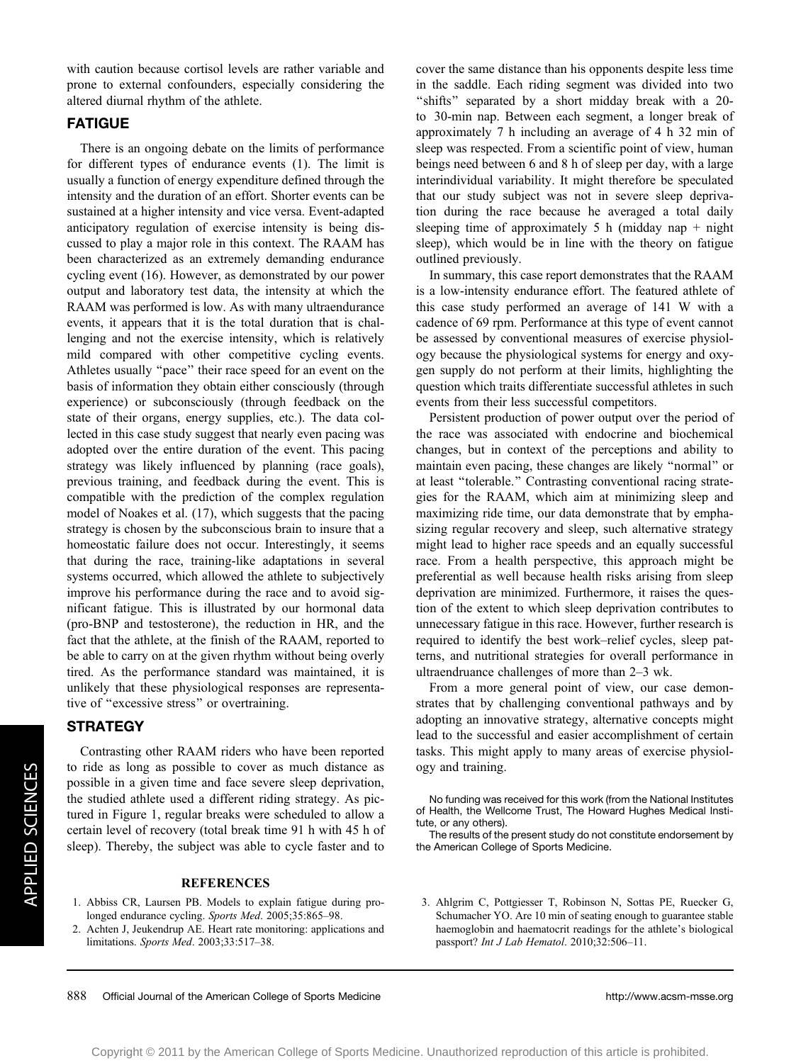with caution because cortisol levels are rather variable and prone to external confounders, especially considering the altered diurnal rhythm of the athlete.

## FATIGUE

There is an ongoing debate on the limits of performance for different types of endurance events (1). The limit is usually a function of energy expenditure defined through the intensity and the duration of an effort. Shorter events can be sustained at a higher intensity and vice versa. Event-adapted anticipatory regulation of exercise intensity is being discussed to play a major role in this context. The RAAM has been characterized as an extremely demanding endurance cycling event (16). However, as demonstrated by our power output and laboratory test data, the intensity at which the RAAM was performed is low. As with many ultraendurance events, it appears that it is the total duration that is challenging and not the exercise intensity, which is relatively mild compared with other competitive cycling events. Athletes usually "pace" their race speed for an event on the basis of information they obtain either consciously (through experience) or subconsciously (through feedback on the state of their organs, energy supplies, etc.). The data collected in this case study suggest that nearly even pacing was adopted over the entire duration of the event. This pacing strategy was likely influenced by planning (race goals), previous training, and feedback during the event. This is compatible with the prediction of the complex regulation model of Noakes et al. (17), which suggests that the pacing strategy is chosen by the subconscious brain to insure that a homeostatic failure does not occur. Interestingly, it seems that during the race, training-like adaptations in several systems occurred, which allowed the athlete to subjectively improve his performance during the race and to avoid significant fatigue. This is illustrated by our hormonal data (pro-BNP and testosterone), the reduction in HR, and the fact that the athlete, at the finish of the RAAM, reported to be able to carry on at the given rhythm without being overly tired. As the performance standard was maintained, it is unlikely that these physiological responses are representative of "excessive stress" or overtraining.

## STRATEGY

Contrasting other RAAM riders who have been reported to ride as long as possible to cover as much distance as possible in a given time and face severe sleep deprivation, the studied athlete used a different riding strategy. As pictured in Figure 1, regular breaks were scheduled to allow a certain level of recovery (total break time 91 h with 45 h of sleep). Thereby, the subject was able to cycle faster and to cover the same distance than his opponents despite less time in the saddle. Each riding segment was divided into two "shifts" separated by a short midday break with a 20- to 30-min nap. Between each segment, a longer break of approximately 7 h including an average of 4 h 32 min of sleep was respected. From a scientific point of view, human beings need between 6 and 8 h of sleep per day, with a large interindividual variability. It might therefore be speculated that our study subject was not in severe sleep deprivation during the race because he averaged a total daily sleeping time of approximately 5 h (midday nap + night sleep), which would be in line with the theory on fatigue outlined previously.

In summary, this case report demonstrates that the RAAM is a low-intensity endurance effort. The featured athlete of this case study performed an average of 141 W with a cadence of 69 rpm. Performance at this type of event cannot be assessed by conventional measures of exercise physiology because the physiological systems for energy and oxygen supply do not perform at their limits, highlighting the question which traits differentiate successful athletes in such events from their less successful competitors.

Persistent production of power output over the period of the race was associated with endocrine and biochemical changes, but in context of the perceptions and ability to maintain even pacing, these changes are likely "normal" or at least "tolerable." Contrasting conventional racing strategies for the RAAM, which aim at minimizing sleep and maximizing ride time, our data demonstrate that by emphasizing regular recovery and sleep, such alternative strategy might lead to higher race speeds and an equally successful race. From a health perspective, this approach might be preferential as well because health risks arising from sleep deprivation are minimized. Furthermore, it raises the question of the extent to which sleep deprivation contributes to unnecessary fatigue in this race. However, further research is required to identify the best work–relief cycles, sleep patterns, and nutritional strategies for overall performance in ultraendruance challenges of more than 2–3 wk.

From a more general point of view, our case demonstrates that by challenging conventional pathways and by adopting an innovative strategy, alternative concepts might lead to the successful and easier accomplishment of certain tasks. This might apply to many areas of exercise physiology and training.

No funding was received for this work (from the National Institutes of Health, the Wellcome Trust, The Howard Hughes Medical Institute, or any others).

The results of the present study do not constitute endorsement by the American College of Sports Medicine.

## REFERENCES

1. Abbiss CR, Laursen PB. Models to explain fatigue during prolonged endurance cycling. *Sports Med*. 2005;35:865–98.
2. Achten J, Jeukendrup AE. Heart rate monitoring: applications and limitations. *Sports Med*. 2003;33:517–38.
3. Ahlgrim C, Pottgiesser T, Robinson N, Sottas PE, Ruecker G, Schumacher YO. Are 10 min of seating enough to guarantee stable haemoglobin and haematocrit readings for the athlete's biological passport? *Int J Lab Hematol*. 2010;32:506–11.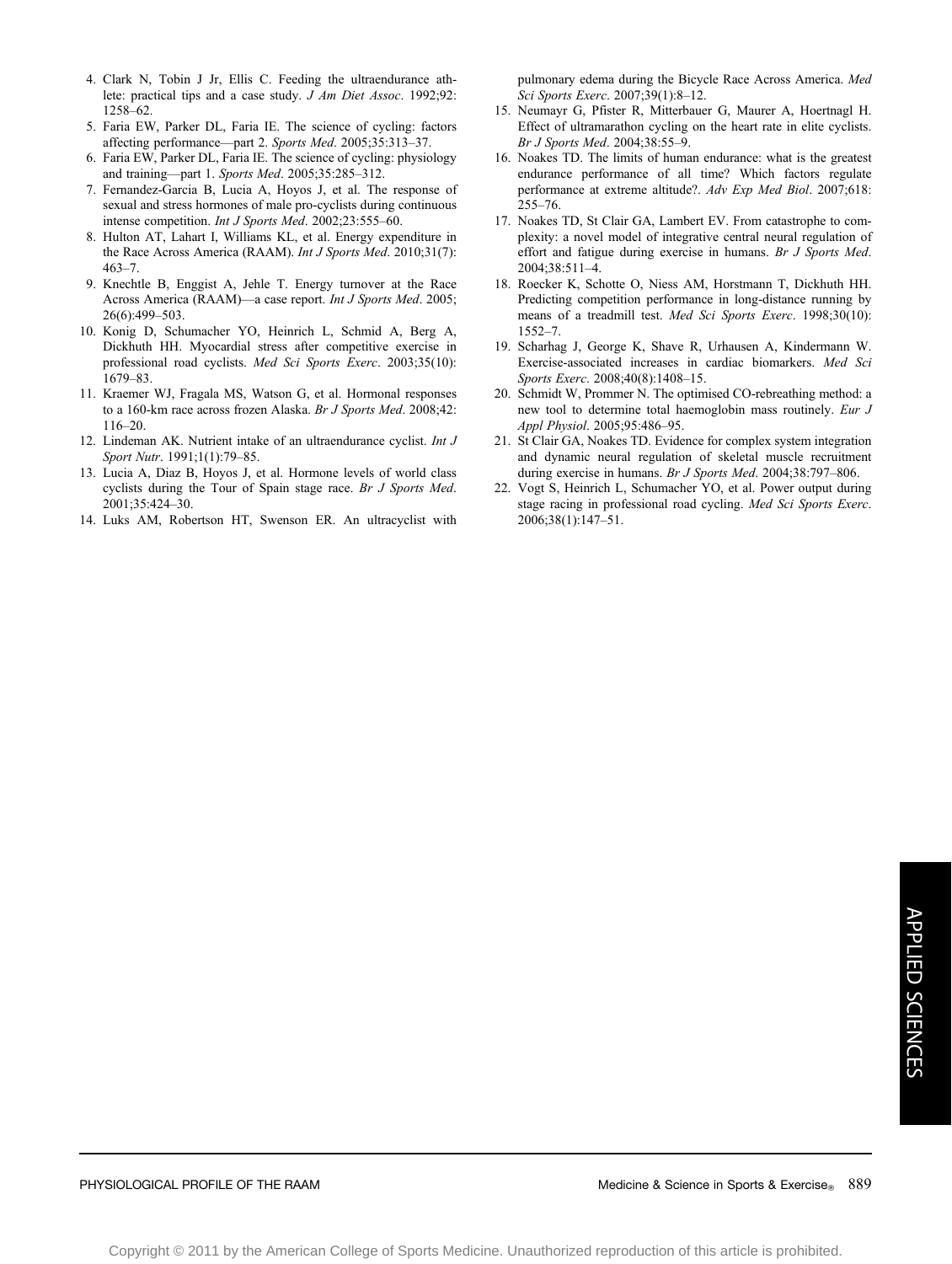4. Clark N, Tobin J Jr, Ellis C. Feeding the ultraendurance athlete: practical tips and a case study. *J Am Diet Assoc*. 1992;92:1258–62.
5. Faria EW, Parker DL, Faria IE. The science of cycling: factors affecting performance—part 2. *Sports Med*. 2005;35:313–37.
6. Faria EW, Parker DL, Faria IE. The science of cycling: physiology and training—part 1. *Sports Med*. 2005;35:285–312.
7. Fernandez-Garcia B, Lucia A, Hoyos J, et al. The response of sexual and stress hormones of male pro-cyclists during continuous intense competition. *Int J Sports Med*. 2002;23:555–60.
8. Hulton AT, Lahart I, Williams KL, et al. Energy expenditure in the Race Across America (RAAM). *Int J Sports Med*. 2010;31(7):463–7.
9. Knechtle B, Enggist A, Jehle T. Energy turnover at the Race Across America (RAAM)—a case report. *Int J Sports Med*. 2005;26(6):499–503.
10. Konig D, Schumacher YO, Heinrich L, Schmid A, Berg A, Dickhuth HH. Myocardial stress after competitive exercise in professional road cyclists. *Med Sci Sports Exerc*. 2003;35(10):1679–83.
11. Kraemer WJ, Fragala MS, Watson G, et al. Hormonal responses to a 160-km race across frozen Alaska. *Br J Sports Med*. 2008;42:116–20.
12. Lindeman AK. Nutrient intake of an ultraendurance cyclist. *Int J Sport Nutr*. 1991;1(1):79–85.
13. Lucia A, Diaz B, Hoyos J, et al. Hormone levels of world class cyclists during the Tour of Spain stage race. *Br J Sports Med*. 2001;35:424–30.
14. Luks AM, Robertson HT, Swenson ER. An ultracyclist with pulmonary edema during the Bicycle Race Across America. *Med Sci Sports Exerc*. 2007;39(1):8–12.
15. Neumayr G, Pfister R, Mitterbauer G, Maurer A, Hoertnagl H. Effect of ultramarathon cycling on the heart rate in elite cyclists. *Br J Sports Med*. 2004;38:55–9.
16. Noakes TD. The limits of human endurance: what is the greatest endurance performance of all time? Which factors regulate performance at extreme altitude?. *Adv Exp Med Biol*. 2007;618:255–76.
17. Noakes TD, St Clair GA, Lambert EV. From catastrophe to complexity: a novel model of integrative central neural regulation of effort and fatigue during exercise in humans. *Br J Sports Med*. 2004;38:511–4.
18. Roecker K, Schotte O, Niess AM, Horstmann T, Dickhuth HH. Predicting competition performance in long-distance running by means of a treadmill test. *Med Sci Sports Exerc*. 1998;30(10):1552–7.
19. Scharhag J, George K, Shave R, Urhausen A, Kindermann W. Exercise-associated increases in cardiac biomarkers. *Med Sci Sports Exerc*. 2008;40(8):1408–15.
20. Schmidt W, Prommer N. The optimised CO-rebreathing method: a new tool to determine total haemoglobin mass routinely. *Eur J Appl Physiol*. 2005;95:486–95.
21. St Clair GA, Noakes TD. Evidence for complex system integration and dynamic neural regulation of skeletal muscle recruitment during exercise in humans. *Br J Sports Med*. 2004;38:797–806.
22. Vogt S, Heinrich L, Schumacher YO, et al. Power output during stage racing in professional road cycling. *Med Sci Sports Exerc*. 2006;38(1):147–51.